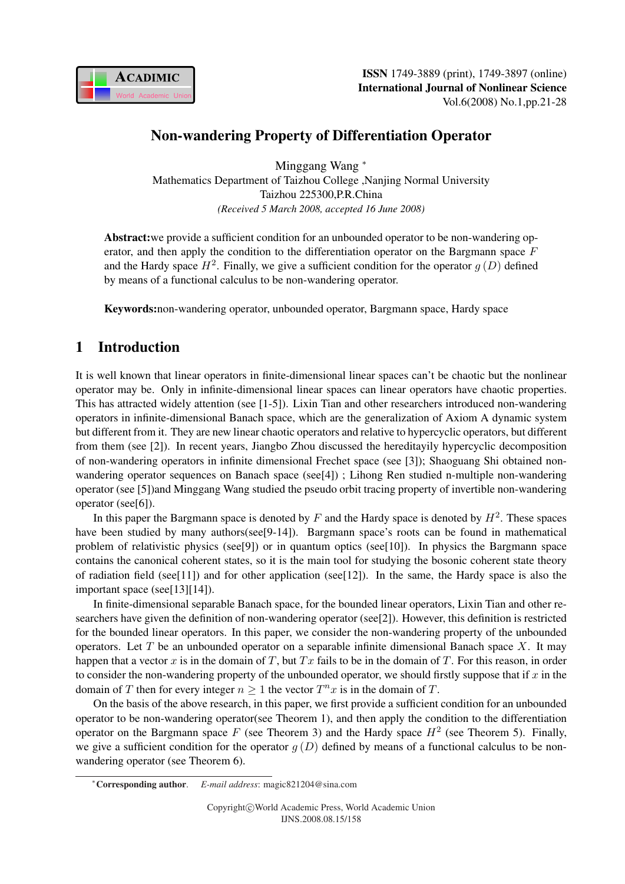# Non-wandering Property of Differentiation Operator

Minggang Wang *

Mathematics Department of Taizhou College ,Nanjing Normal University

Taizhou 225300,P.R.China

*(Received 5 March 2008, accepted 16 June 2008)*

**Abstract:**we provide a sufficient condition for an unbounded operator to be non-wandering operator, and then apply the condition to the differentiation operator on the Bargmann space $F$ and the Hardy space $H^2$. Finally, we give a sufficient condition for the operator $g(D)$ defined by means of a functional calculus to be non-wandering operator.

**Keywords:**non-wandering operator, unbounded operator, Bargmann space, Hardy space

## 1 Introduction

It is well known that linear operators in finite-dimensional linear spaces can't be chaotic but the nonlinear operator may be. Only in infinite-dimensional linear spaces can linear operators have chaotic properties. This has attracted widely attention (see [1-5]). Lixin Tian and other researchers introduced non-wandering operators in infinite-dimensional Banach space, which are the generalization of Axiom A dynamic system but different from it. They are new linear chaotic operators and relative to hypercyclic operators, but different from them (see [2]). In recent years, Jiangbo Zhou discussed the hereditayily hypercyclic decomposition of non-wandering operators in infinite dimensional Frechet space (see [3]); Shaoguang Shi obtained non-wandering operator sequences on Banach space (see[4]) ; Lihong Ren studied n-multiple non-wandering operator (see [5])and Minggang Wang studied the pseudo orbit tracing property of invertible non-wandering operator (see[6]).

In this paper the Bargmann space is denoted by $F$ and the Hardy space is denoted by $H^2$. These spaces have been studied by many authors(see[9-14]). Bargmann space's roots can be found in mathematical problem of relativistic physics (see[9]) or in quantum optics (see[10]). In physics the Bargmann space contains the canonical coherent states, so it is the main tool for studying the bosonic coherent state theory of radiation field (see[11]) and for other application (see[12]). In the same, the Hardy space is also the important space (see[13][14]).

In finite-dimensional separable Banach space, for the bounded linear operators, Lixin Tian and other researchers have given the definition of non-wandering operator (see[2]). However, this definition is restricted for the bounded linear operators. In this paper, we consider the non-wandering property of the unbounded operators. Let $T$ be an unbounded operator on a separable infinite dimensional Banach space $X$. It may happen that a vector $x$ is in the domain of $T$, but $Tx$ fails to be in the domain of $T$. For this reason, in order to consider the non-wandering property of the unbounded operator, we should firstly suppose that if $x$ in the domain of $T$ then for every integer $n \geq 1$ the vector $T^n x$ is in the domain of $T$.

On the basis of the above research, in this paper, we first provide a sufficient condition for an unbounded operator to be non-wandering operator(see Theorem 1), and then apply the condition to the differentiation operator on the Bargmann space $F$ (see Theorem 3) and the Hardy space $H^2$ (see Theorem 5). Finally, we give a sufficient condition for the operator $g(D)$ defined by means of a functional calculus to be non-wandering operator (see Theorem 6).

*Corresponding author. *E-mail address*: magic821204@sina.com

Copyright©World Academic Press, World Academic Union
IJNS.2008.08.15/158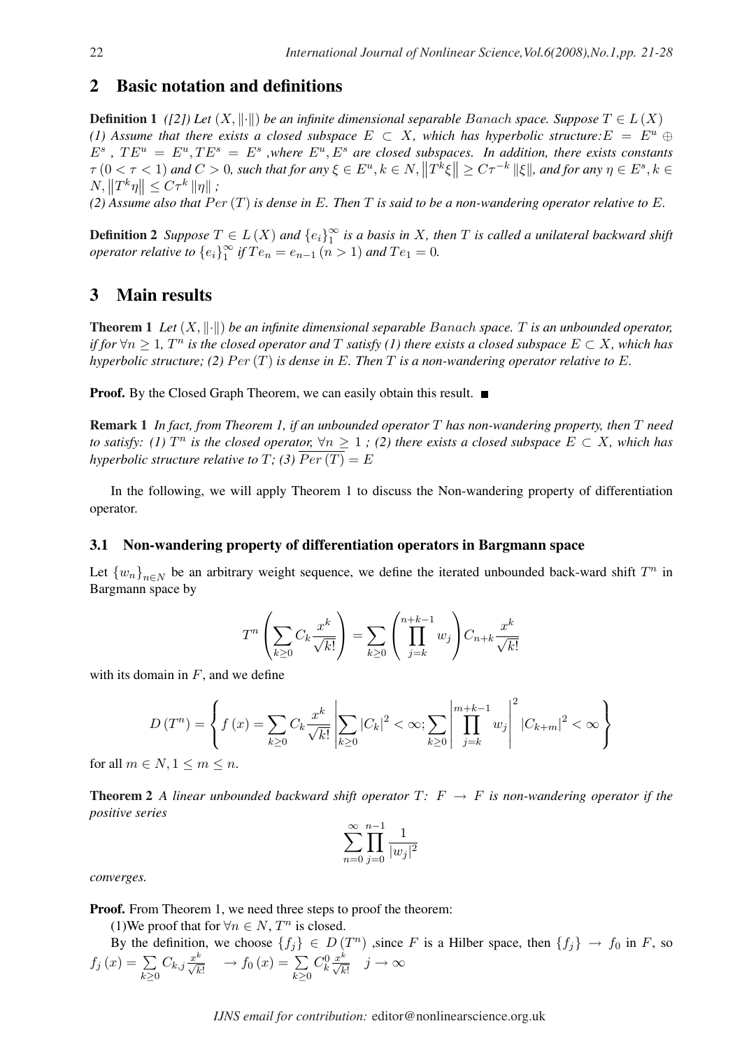## 2 Basic notation and definitions

**Definition 1** *([2]) Let $(X, \|\cdot\|)$ be an infinite dimensional separable $Banach$ space. Suppose $T \in L(X)$*
*(1) Assume that there exists a closed subspace $E \subset X$, which has hyperbolic structure:$E = E^u \oplus E^s$ , $TE^u = E^u, TE^s = E^s$ ,where $E^u, E^s$ are closed subspaces. In addition, there exists constants $\tau\,(0 < \tau < 1)$ and $C > 0$, such that for any $\xi \in E^u, k \in N, \left\|T^k\xi\right\| \geq C\tau^{-k}\|\xi\|$, and for any $\eta \in E^s, k \in N, \left\|T^k\eta\right\| \leq C\tau^k\|\eta\|$ ;*
*(2) Assume also that $Per\,(T)$ is dense in $E$. Then $T$ is said to be a non-wandering operator relative to $E$.*

**Definition 2** *Suppose $T \in L(X)$ and $\{e_i\}_1^\infty$ is a basis in $X$, then $T$ is called a unilateral backward shift operator relative to $\{e_i\}_1^\infty$ if $Te_n = e_{n-1}\,(n > 1)$ and $Te_1 = 0$.*

## 3 Main results

**Theorem 1** *Let $(X, \|\cdot\|)$ be an infinite dimensional separable $Banach$ space. $T$ is an unbounded operator, if for $\forall n \geq 1$, $T^n$ is the closed operator and $T$ satisfy (1) there exists a closed subspace $E \subset X$, which has hyperbolic structure; (2) $Per\,(T)$ is dense in $E$. Then $T$ is a non-wandering operator relative to $E$.*

**Proof.** By the Closed Graph Theorem, we can easily obtain this result. ■

**Remark 1** *In fact, from Theorem 1, if an unbounded operator $T$ has non-wandering property, then $T$ need to satisfy: (1) $T^n$ is the closed operator, $\forall n \geq 1$ ; (2) there exists a closed subspace $E \subset X$, which has hyperbolic structure relative to $T$; (3) $\overline{Per\,(T)} = E$*

In the following, we will apply Theorem 1 to discuss the Non-wandering property of differentiation operator.

### 3.1 Non-wandering property of differentiation operators in Bargmann space

Let $\{w_n\}_{n \in N}$ be an arbitrary weight sequence, we define the iterated unbounded back-ward shift $T^n$ in Bargmann space by

$$T^n\left(\sum_{k \geq 0} C_k \frac{x^k}{\sqrt{k!}}\right) = \sum_{k \geq 0}\left(\prod_{j=k}^{n+k-1} w_j\right) C_{n+k} \frac{x^k}{\sqrt{k!}}$$

with its domain in $F$, and we define

$$D\,(T^n) = \left\{ f\,(x) = \sum_{k \geq 0} C_k \frac{x^k}{\sqrt{k!}} \left| \sum_{k \geq 0} |C_k|^2 < \infty; \sum_{k \geq 0}\left|\prod_{j=k}^{m+k-1} w_j\right|^2 |C_{k+m}|^2 < \infty \right. \right\}$$

for all $m \in N, 1 \leq m \leq n$.

**Theorem 2** *A linear unbounded backward shift operator $T$: $F \to F$ is non-wandering operator if the positive series*

$$\sum_{n=0}^{\infty} \prod_{j=0}^{n-1} \frac{1}{|w_j|^2}$$

*converges.*

**Proof.** From Theorem 1, we need three steps to proof the theorem:

(1)We proof that for $\forall n \in N$, $T^n$ is closed.

By the definition, we choose $\{f_j\} \in D\,(T^n)$ ,since $F$ is a Hilber space, then $\{f_j\} \to f_0$ in $F$, so $f_j\,(x) = \sum\limits_{k \geq 0} C_{k,j} \frac{x^k}{\sqrt{k!}} \quad \to f_0\,(x) = \sum\limits_{k \geq 0} C_k^0 \frac{x^k}{\sqrt{k!}} \quad j \to \infty$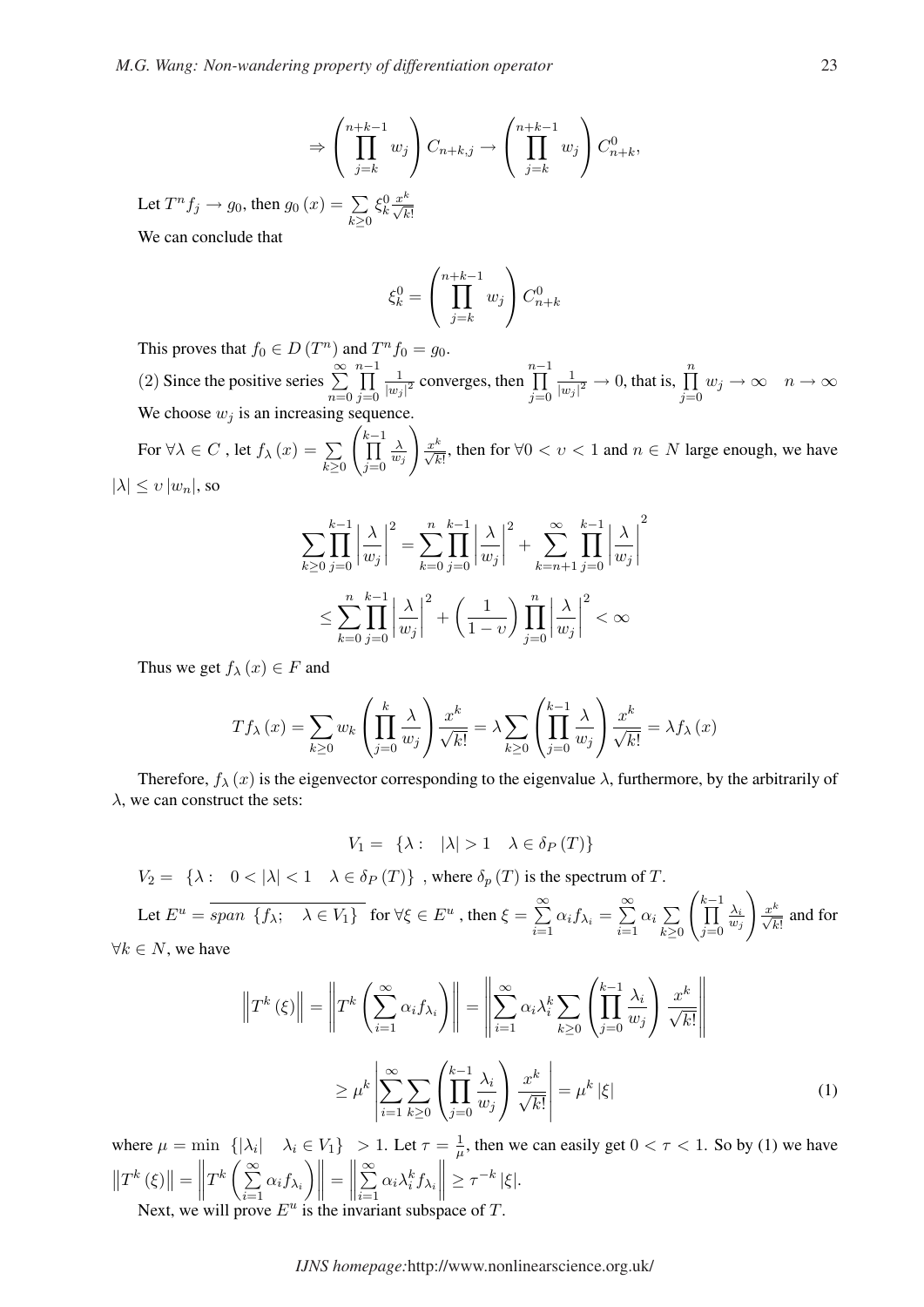$$\Rightarrow \left(\prod_{j=k}^{n+k-1} w_j\right) C_{n+k,j} \rightarrow \left(\prod_{j=k}^{n+k-1} w_j\right) C_{n+k}^0,$$

Let $T^n f_j \rightarrow g_0$, then $g_0(x) = \sum_{k \geq 0} \xi_k^0 \frac{x^k}{\sqrt{k!}}$

We can conclude that

$$\xi_k^0 = \left(\prod_{j=k}^{n+k-1} w_j\right) C_{n+k}^0$$

This proves that $f_0 \in D(T^n)$ and $T^n f_0 = g_0$.

(2) Since the positive series $\sum_{n=0}^{\infty} \prod_{j=0}^{n-1} \frac{1}{|w_j|^2}$ converges, then $\prod_{j=0}^{n-1} \frac{1}{|w_j|^2} \rightarrow 0$, that is, $\prod_{j=0}^{n} w_j \rightarrow \infty \quad n \rightarrow \infty$

We choose $w_j$ is an increasing sequence.

For $\forall \lambda \in C$ , let $f_\lambda(x) = \sum_{k \geq 0} \left(\prod_{j=0}^{k-1} \frac{\lambda}{w_j}\right) \frac{x^k}{\sqrt{k!}}$, then for $\forall 0 < \upsilon < 1$ and $n \in N$ large enough, we have $|\lambda| \leq \upsilon |w_n|$, so

$$\sum_{k \geq 0} \prod_{j=0}^{k-1} \left|\frac{\lambda}{w_j}\right|^2 = \sum_{k=0}^{n} \prod_{j=0}^{k-1} \left|\frac{\lambda}{w_j}\right|^2 + \sum_{k=n+1}^{\infty} \prod_{j=0}^{k-1} \left|\frac{\lambda}{w_j}\right|^2$$

$$\leq \sum_{k=0}^{n} \prod_{j=0}^{k-1} \left|\frac{\lambda}{w_j}\right|^2 + \left(\frac{1}{1-\upsilon}\right) \prod_{j=0}^{n} \left|\frac{\lambda}{w_j}\right|^2 < \infty$$

Thus we get $f_\lambda(x) \in F$ and

$$T f_\lambda(x) = \sum_{k \geq 0} w_k \left(\prod_{j=0}^{k} \frac{\lambda}{w_j}\right) \frac{x^k}{\sqrt{k!}} = \lambda \sum_{k \geq 0} \left(\prod_{j=0}^{k-1} \frac{\lambda}{w_j}\right) \frac{x^k}{\sqrt{k!}} = \lambda f_\lambda(x)$$

Therefore, $f_\lambda(x)$ is the eigenvector corresponding to the eigenvalue $\lambda$, furthermore, by the arbitrarily of $\lambda$, we can construct the sets:

$$V_1 = \{\lambda : \quad |\lambda| > 1 \quad \lambda \in \delta_P(T)\}$$

$V_2 = \{\lambda : \quad 0 < |\lambda| < 1 \quad \lambda \in \delta_P(T)\}$ , where $\delta_p(T)$ is the spectrum of $T$.

Let $E^u = \overline{span\ \{f_\lambda; \quad \lambda \in V_1\}}$ for $\forall \xi \in E^u$ , then $\xi = \sum_{i=1}^{\infty} \alpha_i f_{\lambda_i} = \sum_{i=1}^{\infty} \alpha_i \sum_{k \geq 0} \left(\prod_{j=0}^{k-1} \frac{\lambda_i}{w_j}\right) \frac{x^k}{\sqrt{k!}}$ and for $\forall k \in N$, we have

$$\left\|T^k(\xi)\right\| = \left\|T^k\left(\sum_{i=1}^{\infty} \alpha_i f_{\lambda_i}\right)\right\| = \left\|\sum_{i=1}^{\infty} \alpha_i \lambda_i^k \sum_{k \geq 0} \left(\prod_{j=0}^{k-1} \frac{\lambda_i}{w_j}\right) \frac{x^k}{\sqrt{k!}}\right\|$$

$$\geq \mu^k \left|\sum_{i=1}^{\infty} \sum_{k \geq 0} \left(\prod_{j=0}^{k-1} \frac{\lambda_i}{w_j}\right) \frac{x^k}{\sqrt{k!}}\right| = \mu^k |\xi| \tag{1}$$

where $\mu = \min \ \{|\lambda_i| \quad \lambda_i \in V_1\} \ > 1$. Let $\tau = \frac{1}{\mu}$, then we can easily get $0 < \tau < 1$. So by (1) we have $\left\|T^k(\xi)\right\| = \left\|T^k\left(\sum_{i=1}^{\infty} \alpha_i f_{\lambda_i}\right)\right\| = \left\|\sum_{i=1}^{\infty} \alpha_i \lambda_i^k f_{\lambda_i}\right\| \geq \tau^{-k} |\xi|$.

Next, we will prove $E^u$ is the invariant subspace of $T$.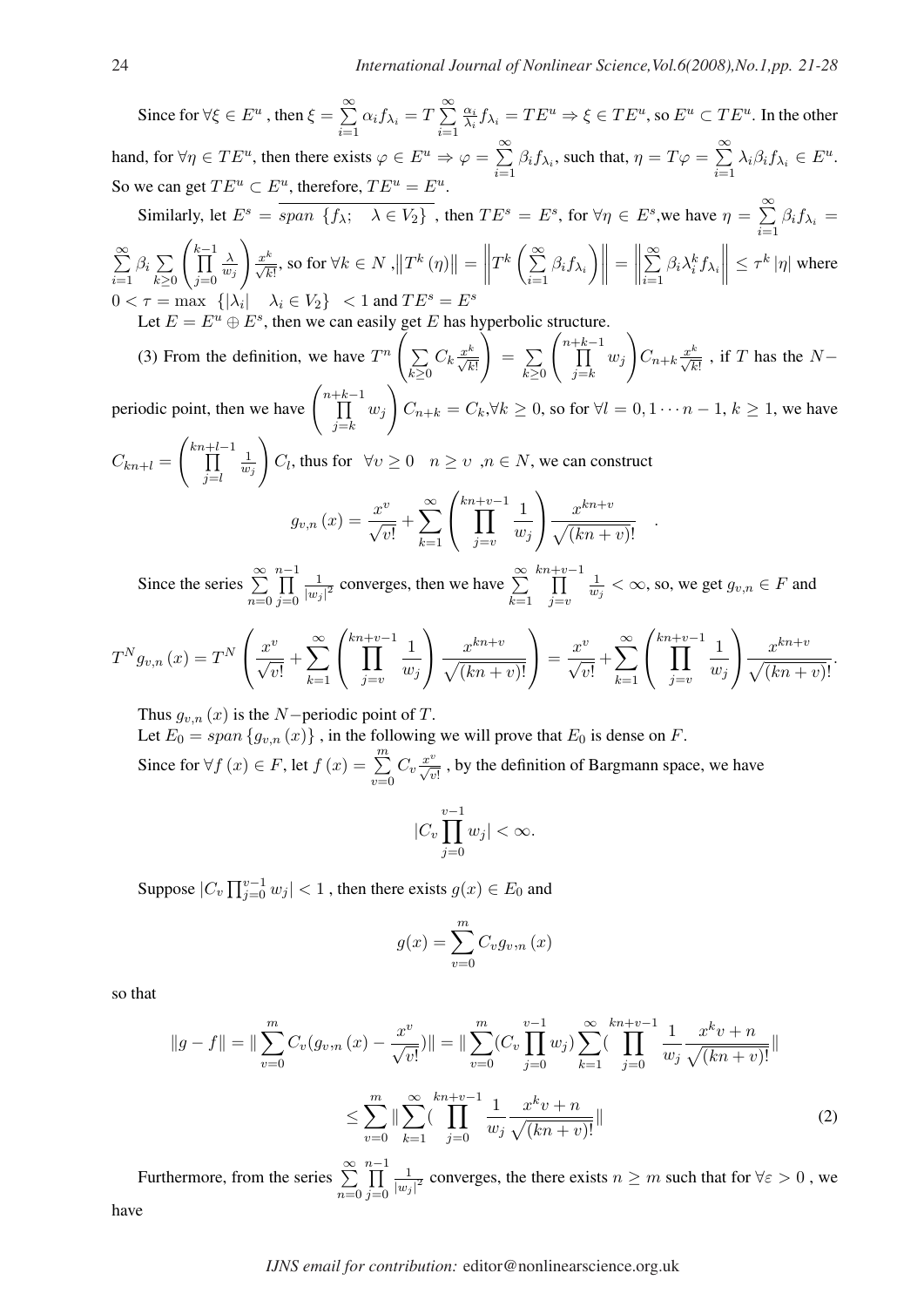Since for $\forall \xi \in E^u$ , then $\xi = \sum\limits_{i=1}^{\infty} \alpha_i f_{\lambda_i} = T \sum\limits_{i=1}^{\infty} \frac{\alpha_i}{\lambda_i} f_{\lambda_i} = TE^u \Rightarrow \xi \in TE^u$, so $E^u \subset TE^u$. In the other hand, for $\forall \eta \in TE^u$, then there exists $\varphi \in E^u \Rightarrow \varphi = \sum\limits_{i=1}^{\infty} \beta_i f_{\lambda_i}$, such that, $\eta = T\varphi = \sum\limits_{i=1}^{\infty} \lambda_i \beta_i f_{\lambda_i} \in E^u$. So we can get $TE^u \subset E^u$, therefore, $TE^u = E^u$.

Similarly, let $E^s = \overline{span\ \{f_\lambda;\quad \lambda \in V_2\}}$ , then $TE^s = E^s$, for $\forall \eta \in E^s$,we have $\eta = \sum\limits_{i=1}^{\infty} \beta_i f_{\lambda_i} = \sum\limits_{i=1}^{\infty} \beta_i \sum\limits_{k\geq 0} \left( \prod\limits_{j=0}^{k-1} \frac{\lambda}{w_j} \right) \frac{x^k}{\sqrt{k!}}$, so for $\forall k \in N$ ,$\left\| T^k(\eta) \right\| = \left\| T^k \left( \sum\limits_{i=1}^{\infty} \beta_i f_{\lambda_i} \right) \right\| = \left\| \sum\limits_{i=1}^{\infty} \beta_i \lambda_i^k f_{\lambda_i} \right\| \leq \tau^k |\eta|$ where $0 < \tau = \max\ \{|\lambda_i| \quad \lambda_i \in V_2\} \ < 1$ and $TE^s = E^s$

Let $E = E^u \oplus E^s$, then we can easily get $E$ has hyperbolic structure.

(3) From the definition, we have $T^n \left( \sum\limits_{k\geq 0} C_k \frac{x^k}{\sqrt{k!}} \right) = \sum\limits_{k\geq 0} \left( \prod\limits_{j=k}^{n+k-1} w_j \right) C_{n+k} \frac{x^k}{\sqrt{k!}}$ , if $T$ has the $N-$periodic point, then we have $\left( \prod\limits_{j=k}^{n+k-1} w_j \right) C_{n+k} = C_k, \forall k \geq 0$, so for $\forall l = 0, 1 \cdots n-1$, $k \geq 1$, we have $C_{kn+l} = \left( \prod\limits_{j=l}^{kn+l-1} \frac{1}{w_j} \right) C_l$, thus for $\forall \upsilon \geq 0 \quad n \geq \upsilon$ ,$n \in N$, we can construct

$$g_{\upsilon,n}(x) = \frac{x^\upsilon}{\sqrt{\upsilon!}} + \sum_{k=1}^{\infty} \left( \prod_{j=\upsilon}^{kn+\upsilon-1} \frac{1}{w_j} \right) \frac{x^{kn+\upsilon}}{\sqrt{(kn+\upsilon)!}} \quad .$$

Since the series $\sum\limits_{n=0}^{\infty} \prod\limits_{j=0}^{n-1} \frac{1}{|w_j|^2}$ converges, then we have $\sum\limits_{k=1}^{\infty} \prod\limits_{j=\upsilon}^{kn+\upsilon-1} \frac{1}{w_j} < \infty$, so, we get $g_{\upsilon,n} \in F$ and

$$T^N g_{\upsilon,n}(x) = T^N \left( \frac{x^\upsilon}{\sqrt{\upsilon!}} + \sum_{k=1}^{\infty} \left( \prod_{j=\upsilon}^{kn+\upsilon-1} \frac{1}{w_j} \right) \frac{x^{kn+\upsilon}}{\sqrt{(kn+\upsilon)!}} \right) = \frac{x^\upsilon}{\sqrt{\upsilon!}} + \sum_{k=1}^{\infty} \left( \prod_{j=\upsilon}^{kn+\upsilon-1} \frac{1}{w_j} \right) \frac{x^{kn+\upsilon}}{\sqrt{(kn+\upsilon)!}}.$$

Thus $g_{\upsilon,n}(x)$ is the $N-$periodic point of $T$.

Let $E_0 = span\,\{g_{\upsilon,n}(x)\}$ , in the following we will prove that $E_0$ is dense on $F$.

Since for $\forall f(x) \in F$, let $f(x) = \sum\limits_{\upsilon=0}^{m} C_\upsilon \frac{x^\upsilon}{\sqrt{\upsilon!}}$ , by the definition of Bargmann space, we have

$$|C_\upsilon \prod_{j=0}^{\upsilon-1} w_j| < \infty.$$

Suppose $|C_\upsilon \prod_{j=0}^{\upsilon-1} w_j| < 1$ , then there exists $g(x) \in E_0$ and

$$g(x) = \sum_{\upsilon=0}^{m} C_\upsilon g_{\upsilon,n}(x)$$

so that

$$\|g - f\| = \| \sum_{\upsilon=0}^{m} C_\upsilon (g_{\upsilon,n}(x) - \frac{x^\upsilon}{\sqrt{\upsilon!}}) \| = \| \sum_{\upsilon=0}^{m} (C_\upsilon \prod_{j=0}^{\upsilon-1} w_j) \sum_{k=1}^{\infty} ( \prod_{j=0}^{kn+\upsilon-1} \frac{1}{w_j} \frac{x^k \upsilon + n}{\sqrt{(kn+\upsilon)!}} \|$$

$$\leq \sum_{\upsilon=0}^{m} \| \sum_{k=1}^{\infty} ( \prod_{j=0}^{kn+\upsilon-1} \frac{1}{w_j} \frac{x^k \upsilon + n}{\sqrt{(kn+\upsilon)!}} \| \tag{2}$$

Furthermore, from the series $\sum\limits_{n=0}^{\infty} \prod\limits_{j=0}^{n-1} \frac{1}{|w_j|^2}$ converges, the there exists $n \geq m$ such that for $\forall \varepsilon > 0$ , we have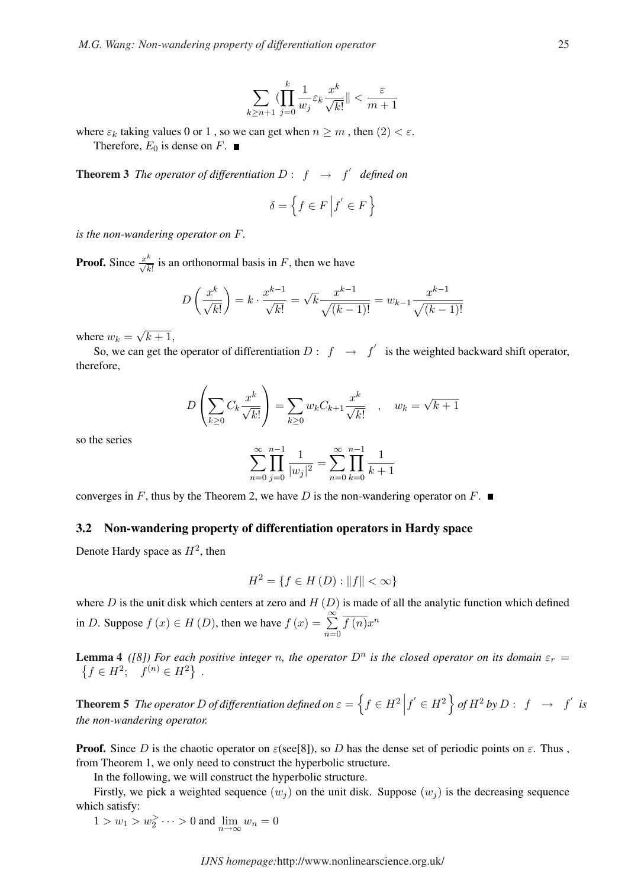$$\sum_{k\geq n+1}(\prod_{j=0}^{k}\frac{1}{w_j}\varepsilon_k\frac{x^k}{\sqrt{k!}}\| < \frac{\varepsilon}{m+1}$$

where $\varepsilon_k$ taking values 0 or 1 , so we can get when $n \geq m$ , then $(2) < \varepsilon$.

Therefore, $E_0$ is dense on $F$. ■

**Theorem 3** *The operator of differentiation $D: \quad f \quad \rightarrow \quad f'$ defined on*

$$\delta = \left\{ f \in F \,\middle|\, f' \in F \right\}$$

*is the non-wandering operator on $F$.*

**Proof.** Since $\frac{x^k}{\sqrt{k!}}$ is an orthonormal basis in $F$, then we have

$$D\left(\frac{x^k}{\sqrt{k!}}\right) = k \cdot \frac{x^{k-1}}{\sqrt{k!}} = \sqrt{k}\frac{x^{k-1}}{\sqrt{(k-1)!}} = w_{k-1}\frac{x^{k-1}}{\sqrt{(k-1)!}}$$

where $w_k = \sqrt{k+1}$,

So, we can get the operator of differentiation $D: \quad f \quad \rightarrow \quad f'$ is the weighted backward shift operator, therefore,

$$D\left(\sum_{k\geq 0} C_k \frac{x^k}{\sqrt{k!}}\right) = \sum_{k\geq 0} w_k C_{k+1}\frac{x^k}{\sqrt{k!}} \quad , \quad w_k = \sqrt{k+1}$$

so the series

$$\sum_{n=0}^{\infty}\prod_{j=0}^{n-1}\frac{1}{|w_j|^2} = \sum_{n=0}^{\infty}\prod_{k=0}^{n-1}\frac{1}{k+1}$$

converges in $F$, thus by the Theorem 2, we have $D$ is the non-wandering operator on $F$. ■

### 3.2 Non-wandering property of differentiation operators in Hardy space

Denote Hardy space as $H^2$, then

$$H^2 = \{f \in H\left(D\right) : \|f\| < \infty\}$$

where $D$ is the unit disk which centers at zero and $H\left(D\right)$ is made of all the analytic function which defined in $D$. Suppose $f\left(x\right) \in H\left(D\right)$, then we have $f\left(x\right) = \sum\limits_{n=0}^{\infty}\overline{f\left(n\right)}x^n$

**Lemma 4** *([8]) For each positive integer $n$, the operator $D^n$ is the closed operator on its domain $\varepsilon_r = \left\{f \in H^2; \quad f^{(n)} \in H^2\right\}$ .*

**Theorem 5** *The operator $D$ of differentiation defined on $\varepsilon = \left\{ f \in H^2 \,\middle|\, f' \in H^2 \right\}$ of $H^2$ by $D: \quad f \quad \rightarrow \quad f'$ is the non-wandering operator.*

**Proof.** Since $D$ is the chaotic operator on $\varepsilon$(see[8]), so $D$ has the dense set of periodic points on $\varepsilon$. Thus , from Theorem 1, we only need to construct the hyperbolic structure.

In the following, we will construct the hyperbolic structure.

Firstly, we pick a weighted sequence $(w_j)$ on the unit disk. Suppose $(w_j)$ is the decreasing sequence which satisfy:

$1 > w_1 > w_2 > \cdots > 0$ and $\lim\limits_{n\rightarrow\infty} w_n = 0$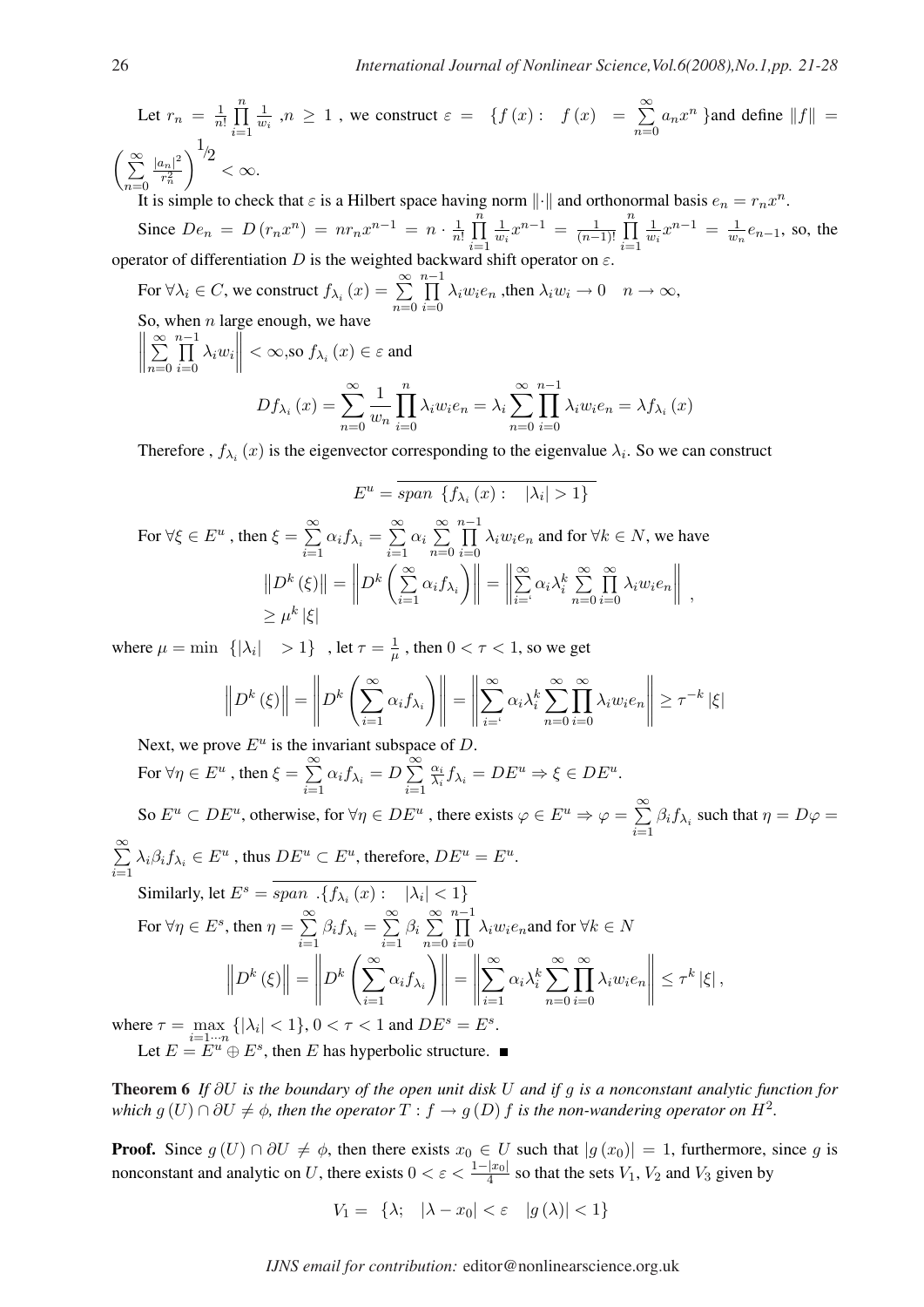Let $r_n = \frac{1}{n!}\prod_{i=1}^{n}\frac{1}{w_i}$ ,$n \geq 1$ , we construct $\varepsilon = \{f(x): \quad f(x) = \sum_{n=0}^{\infty} a_n x^n\}$and define $\|f\| = \left(\sum_{n=0}^{\infty}\frac{|a_n|^2}{r_n^2}\right)^{1/2} < \infty$.

It is simple to check that $\varepsilon$ is a Hilbert space having norm $\|\cdot\|$ and orthonormal basis $e_n = r_n x^n$.

Since $De_n = D(r_n x^n) = n r_n x^{n-1} = n \cdot \frac{1}{n!}\prod_{i=1}^{n}\frac{1}{w_i}x^{n-1} = \frac{1}{(n-1)!}\prod_{i=1}^{n}\frac{1}{w_i}x^{n-1} = \frac{1}{w_n}e_{n-1}$, so, the operator of differentiation $D$ is the weighted backward shift operator on $\varepsilon$.

For $\forall \lambda_i \in C$, we construct $f_{\lambda_i}(x) = \sum_{n=0}^{\infty}\prod_{i=0}^{n-1}\lambda_i w_i e_n$ ,then $\lambda_i w_i \to 0 \quad n \to \infty$,

So, when $n$ large enough, we have

$\left\|\sum_{n=0}^{\infty}\prod_{i=0}^{n-1}\lambda_i w_i\right\| < \infty$,so $f_{\lambda_i}(x) \in \varepsilon$ and

$$Df_{\lambda_i}(x) = \sum_{n=0}^{\infty}\frac{1}{w_n}\prod_{i=0}^{n}\lambda_i w_i e_n = \lambda_i \sum_{n=0}^{\infty}\prod_{i=0}^{n-1}\lambda_i w_i e_n = \lambda f_{\lambda_i}(x)$$

Therefore , $f_{\lambda_i}(x)$ is the eigenvector corresponding to the eigenvalue $\lambda_i$. So we can construct

$$E^u = \overline{span\ \{f_{\lambda_i}(x): \quad |\lambda_i| > 1\}}$$

For $\forall \xi \in E^u$ , then $\xi = \sum_{i=1}^{\infty}\alpha_i f_{\lambda_i} = \sum_{i=1}^{\infty}\alpha_i \sum_{n=0}^{\infty}\prod_{i=0}^{n-1}\lambda_i w_i e_n$ and for $\forall k \in N$, we have

$$\begin{aligned}\left\|D^k(\xi)\right\| &= \left\|D^k\left(\sum_{i=1}^{\infty}\alpha_i f_{\lambda_i}\right)\right\| = \left\|\sum_{i=1}^{\infty}\alpha_i \lambda_i^k \sum_{n=0}^{\infty}\prod_{i=0}^{\infty}\lambda_i w_i e_n\right\| ,\\ &\geq \mu^k |\xi|\end{aligned}$$

where $\mu = \min\ \{|\lambda_i| \quad > 1\}$ , let $\tau = \frac{1}{\mu}$ , then $0 < \tau < 1$, so we get

$$\left\|D^k(\xi)\right\| = \left\|D^k\left(\sum_{i=1}^{\infty}\alpha_i f_{\lambda_i}\right)\right\| = \left\|\sum_{i=1}^{\infty}\alpha_i \lambda_i^k \sum_{n=0}^{\infty}\prod_{i=0}^{\infty}\lambda_i w_i e_n\right\| \geq \tau^{-k}|\xi|$$

Next, we prove $E^u$ is the invariant subspace of $D$.

For $\forall \eta \in E^u$ , then $\xi = \sum_{i=1}^{\infty}\alpha_i f_{\lambda_i} = D\sum_{i=1}^{\infty}\frac{\alpha_i}{\lambda_i}f_{\lambda_i} = DE^u \Rightarrow \xi \in DE^u$.

So $E^u \subset DE^u$, otherwise, for $\forall \eta \in DE^u$ , there exists $\varphi \in E^u \Rightarrow \varphi = \sum_{i=1}^{\infty}\beta_i f_{\lambda_i}$ such that $\eta = D\varphi = \sum_{i=1}^{\infty}\lambda_i \beta_i f_{\lambda_i} \in E^u$ , thus $DE^u \subset E^u$, therefore, $DE^u = E^u$.

Similarly, let $E^s = \overline{span\ .\{f_{\lambda_i}(x): \quad |\lambda_i| < 1\}}$

For $\forall \eta \in E^s$, then $\eta = \sum_{i=1}^{\infty}\beta_i f_{\lambda_i} = \sum_{i=1}^{\infty}\beta_i \sum_{n=0}^{\infty}\prod_{i=0}^{n-1}\lambda_i w_i e_n$and for $\forall k \in N$

$$\left\|D^k(\xi)\right\| = \left\|D^k\left(\sum_{i=1}^{\infty}\alpha_i f_{\lambda_i}\right)\right\| = \left\|\sum_{i=1}^{\infty}\alpha_i \lambda_i^k \sum_{n=0}^{\infty}\prod_{i=0}^{\infty}\lambda_i w_i e_n\right\| \leq \tau^k |\xi|,$$

where $\tau = \max_{i=1\cdots n}\{|\lambda_i| < 1\}$, $0 < \tau < 1$ and $DE^s = E^s$.

Let $E = E^u \oplus E^s$, then $E$ has hyperbolic structure. ∎

**Theorem 6** *If $\partial U$ is the boundary of the open unit disk $U$ and if $g$ is a nonconstant analytic function for which $g(U) \cap \partial U \neq \phi$, then the operator $T: f \to g(D) f$ is the non-wandering operator on $H^2$.*

**Proof.** Since $g(U) \cap \partial U \neq \phi$, then there exists $x_0 \in U$ such that $|g(x_0)| = 1$, furthermore, since $g$ is nonconstant and analytic on $U$, there exists $0 < \varepsilon < \frac{1-|x_0|}{4}$ so that the sets $V_1$, $V_2$ and $V_3$ given by

$$V_1 = \{\lambda; \quad |\lambda - x_0| < \varepsilon \quad |g(\lambda)| < 1\}$$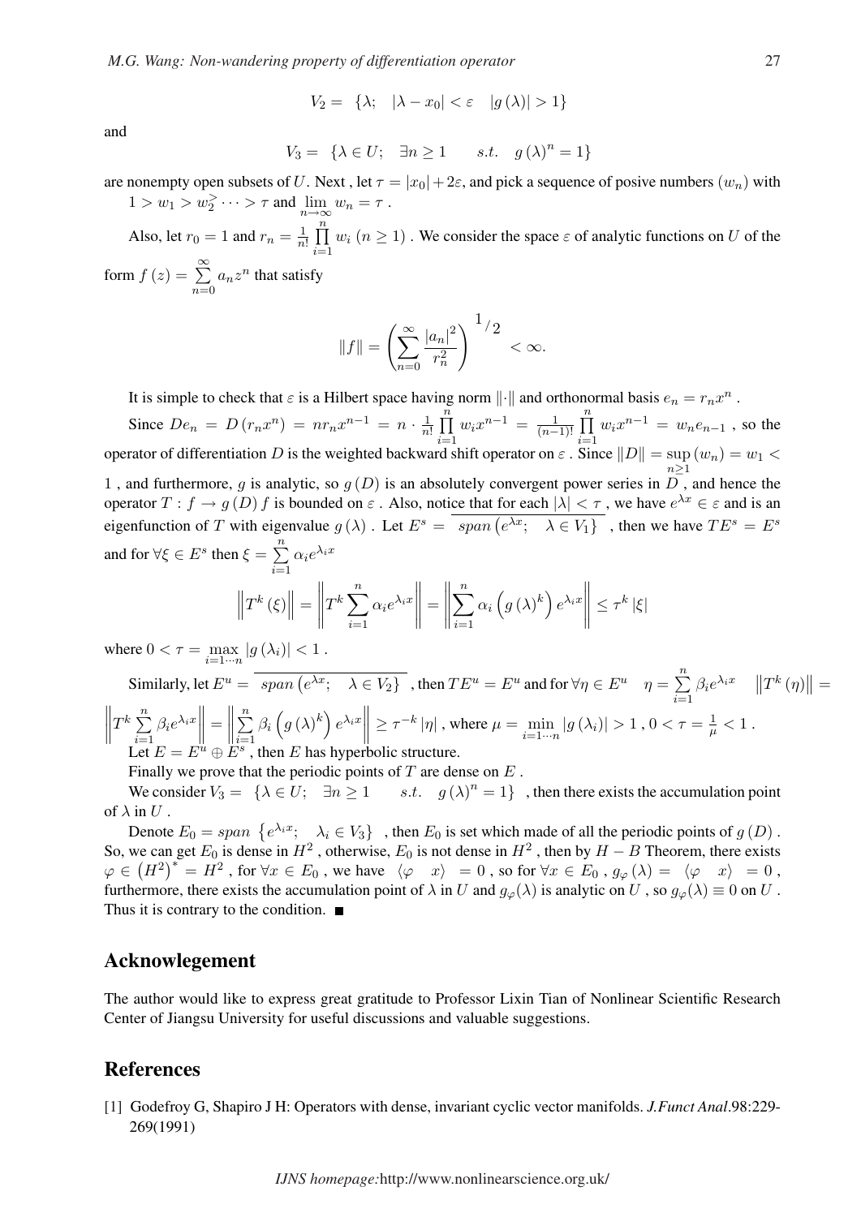$$V_2 = \ \{\lambda; \quad |\lambda - x_0| < \varepsilon \quad |g(\lambda)| > 1\}$$

and

$$V_3 = \ \{\lambda \in U; \quad \exists n \geq 1 \qquad s.t. \quad g(\lambda)^n = 1\}$$

are nonempty open subsets of $U$. Next , let $\tau = |x_0| + 2\varepsilon$, and pick a sequence of posive numbers $(w_n)$ with $1 > w_1 > w_2^{>} \cdots > \tau$ and $\lim_{n\to\infty} w_n = \tau$ .

Also, let $r_0 = 1$ and $r_n = \frac{1}{n!}\prod_{i=1}^{n} w_i \ (n \geq 1)$ . We consider the space $\varepsilon$ of analytic functions on $U$ of the form $f(z) = \sum_{n=0}^{\infty} a_n z^n$ that satisfy

$$\|f\| = \left(\sum_{n=0}^{\infty} \frac{|a_n|^2}{r_n^2}\right)^{1/2} < \infty.$$

It is simple to check that $\varepsilon$ is a Hilbert space having norm $\|\cdot\|$ and orthonormal basis $e_n = r_n x^n$ .

Since $De_n = D(r_n x^n) = n r_n x^{n-1} = n \cdot \frac{1}{n!}\prod_{i=1}^{n} w_i x^{n-1} = \frac{1}{(n-1)!}\prod_{i=1}^{n} w_i x^{n-1} = w_n e_{n-1}$ , so the operator of differentiation $D$ is the weighted backward shift operator on $\varepsilon$ . Since $\|D\| = \sup_{n\geq 1}(w_n) = w_1 < 1$ , and furthermore, $g$ is analytic, so $g(D)$ is an absolutely convergent power series in $D$ , and hence the operator $T : f \to g(D)f$ is bounded on $\varepsilon$ . Also, notice that for each $|\lambda| < \tau$ , we have $e^{\lambda x} \in \varepsilon$ and is an eigenfunction of $T$ with eigenvalue $g(\lambda)$ . Let $E^s = \overline{span\left(e^{\lambda x}; \quad \lambda \in V_1\right\}}$ , then we have $TE^s = E^s$ and for $\forall \xi \in E^s$ then $\xi = \sum_{i=1}^{n} \alpha_i e^{\lambda_i x}$

$$\left\|T^k(\xi)\right\| = \left\|T^k \sum_{i=1}^{n} \alpha_i e^{\lambda_i x}\right\| = \left\|\sum_{i=1}^{n} \alpha_i \left(g(\lambda)^k\right) e^{\lambda_i x}\right\| \leq \tau^k |\xi|$$

where $0 < \tau = \max_{i=1\cdots n} |g(\lambda_i)| < 1$ .

Similarly, let $E^u = \overline{span\left(e^{\lambda x}; \quad \lambda \in V_2\right\}}$ , then $TE^u = E^u$ and for $\forall \eta \in E^u \quad \eta = \sum_{i=1}^{n} \beta_i e^{\lambda_i x} \quad \left\|T^k(\eta)\right\| = \left\|T^k \sum_{i=1}^{n} \beta_i e^{\lambda_i x}\right\| = \left\|\sum_{i=1}^{n} \beta_i \left(g(\lambda)^k\right) e^{\lambda_i x}\right\| \geq \tau^{-k} |\eta|$ , where $\mu = \min_{i=1\cdots n} |g(\lambda_i)| > 1$ , $0 < \tau = \frac{1}{\mu} < 1$ .

Let $E = E^u \oplus E^s$ , then $E$ has hyperbolic structure.

Finally we prove that the periodic points of $T$ are dense on $E$ .

We consider $V_3 = \ \{\lambda \in U; \quad \exists n \geq 1 \qquad s.t. \quad g(\lambda)^n = 1\}$ , then there exists the accumulation point of $\lambda$ in $U$ .

Denote $E_0 = span\ \{e^{\lambda_i x}; \quad \lambda_i \in V_3\}$ , then $E_0$ is set which made of all the periodic points of $g(D)$ . So, we can get $E_0$ is dense in $H^2$ , otherwise, $E_0$ is not dense in $H^2$ , then by $H - B$ Theorem, there exists $\varphi \in \left(H^2\right)^* = H^2$ , for $\forall x \in E_0$ , we have $\langle \varphi \quad x \rangle \ = 0$ , so for $\forall x \in E_0$ , $g_\varphi(\lambda) = \ \langle \varphi \quad x \rangle \ = 0$ , furthermore, there exists the accumulation point of $\lambda$ in $U$ and $g_\varphi(\lambda)$ is analytic on $U$ , so $g_\varphi(\lambda) \equiv 0$ on $U$ . Thus it is contrary to the condition. ■

## Acknowlegement

The author would like to express great gratitude to Professor Lixin Tian of Nonlinear Scientific Research Center of Jiangsu University for useful discussions and valuable suggestions.

## References

[1] Godefroy G, Shapiro J H: Operators with dense, invariant cyclic vector manifolds. *J.Funct Anal*.98:229-269(1991)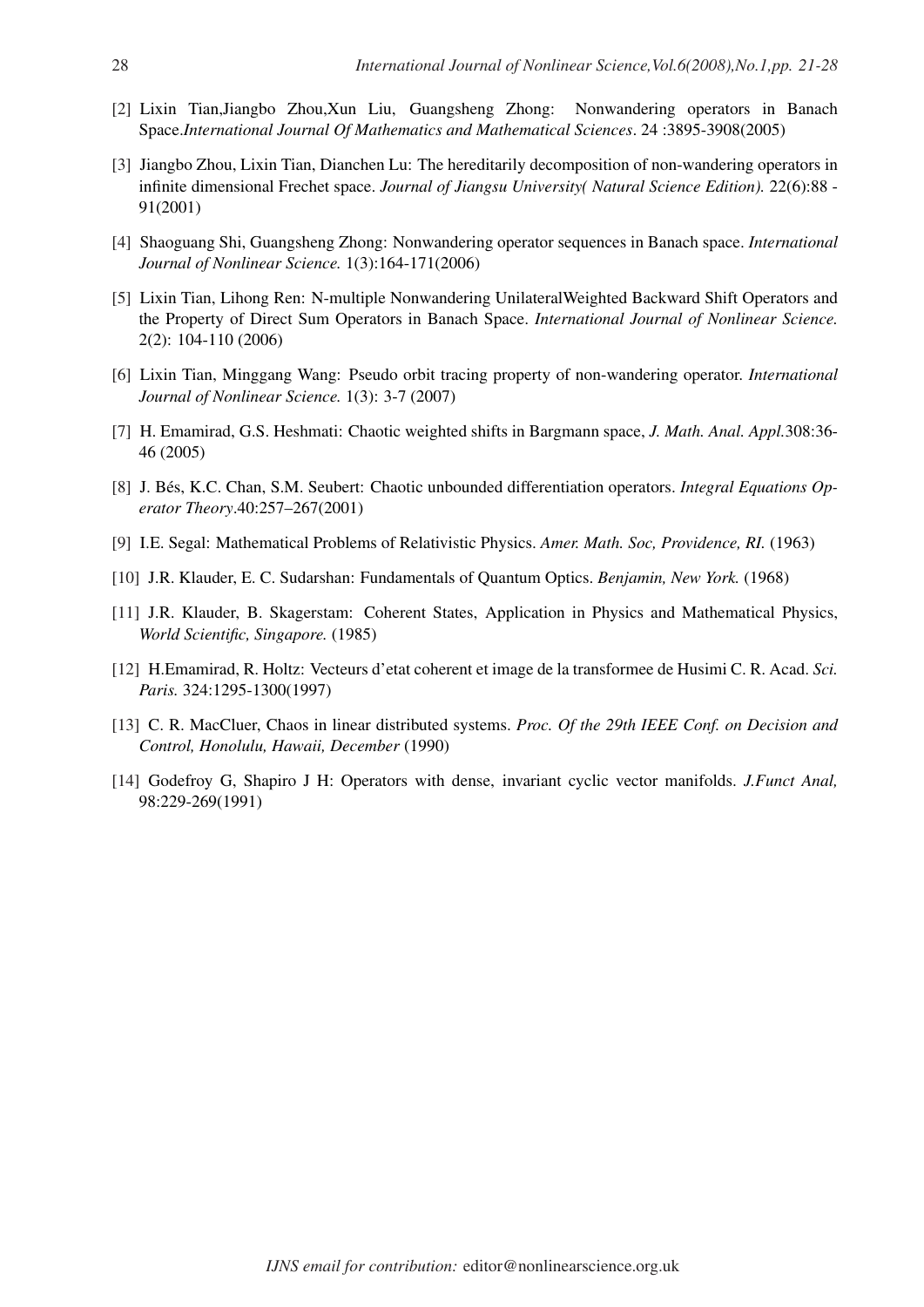[2] Lixin Tian,Jiangbo Zhou,Xun Liu, Guangsheng Zhong: Nonwandering operators in Banach Space.*International Journal Of Mathematics and Mathematical Sciences*. 24 :3895-3908(2005)

[3] Jiangbo Zhou, Lixin Tian, Dianchen Lu: The hereditarily decomposition of non-wandering operators in infinite dimensional Frechet space. *Journal of Jiangsu University( Natural Science Edition).* 22(6):88 - 91(2001)

[4] Shaoguang Shi, Guangsheng Zhong: Nonwandering operator sequences in Banach space. *International Journal of Nonlinear Science.* 1(3):164-171(2006)

[5] Lixin Tian, Lihong Ren: N-multiple Nonwandering UnilateralWeighted Backward Shift Operators and the Property of Direct Sum Operators in Banach Space. *International Journal of Nonlinear Science.* 2(2): 104-110 (2006)

[6] Lixin Tian, Minggang Wang: Pseudo orbit tracing property of non-wandering operator. *International Journal of Nonlinear Science.* 1(3): 3-7 (2007)

[7] H. Emamirad, G.S. Heshmati: Chaotic weighted shifts in Bargmann space, *J. Math. Anal. Appl.*308:36-46 (2005)

[8] J. Bés, K.C. Chan, S.M. Seubert: Chaotic unbounded differentiation operators. *Integral Equations Operator Theory*.40:257–267(2001)

[9] I.E. Segal: Mathematical Problems of Relativistic Physics. *Amer. Math. Soc, Providence, RI.* (1963)

[10] J.R. Klauder, E. C. Sudarshan: Fundamentals of Quantum Optics. *Benjamin, New York.* (1968)

[11] J.R. Klauder, B. Skagerstam: Coherent States, Application in Physics and Mathematical Physics, *World Scientific, Singapore.* (1985)

[12] H.Emamirad, R. Holtz: Vecteurs d'etat coherent et image de la transformee de Husimi C. R. Acad. *Sci. Paris.* 324:1295-1300(1997)

[13] C. R. MacCluer, Chaos in linear distributed systems. *Proc. Of the 29th IEEE Conf. on Decision and Control, Honolulu, Hawaii, December* (1990)

[14] Godefroy G, Shapiro J H: Operators with dense, invariant cyclic vector manifolds. *J.Funct Anal,* 98:229-269(1991)